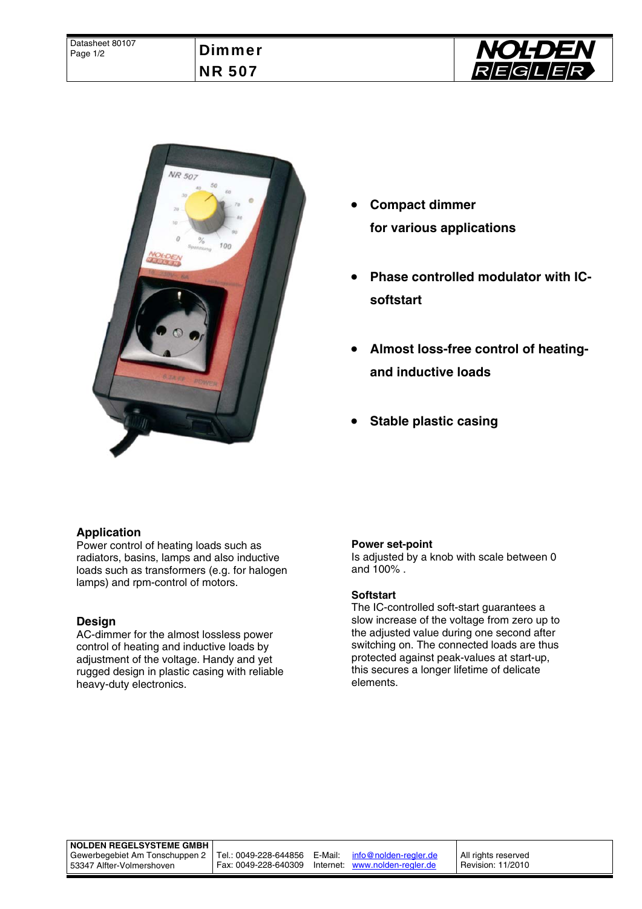# Dimmer NR 507

- **Compact dimmer for various applications**
- **Phase controlled modulator with IC-softstart**
- **Almost loss-free control of heating- and inductive loads**
- **Stable plastic casing**

## Application

Power control of heating loads such as radiators, basins, lamps and also inductive loads such as transformers (e.g. for halogen lamps) and rpm-control of motors.

## Design

AC-dimmer for the almost lossless power control of heating and inductive loads by adjustment of the voltage. Handy and yet rugged design in plastic casing with reliable heavy-duty electronics.

### Power set-point

Is adjusted by a knob with scale between 0 and 100% .

### Softstart

The IC-controlled soft-start guarantees a slow increase of the voltage from zero up to the adjusted value during one second after switching on. The connected loads are thus protected against peak-values at start-up, this secures a longer lifetime of delicate elements.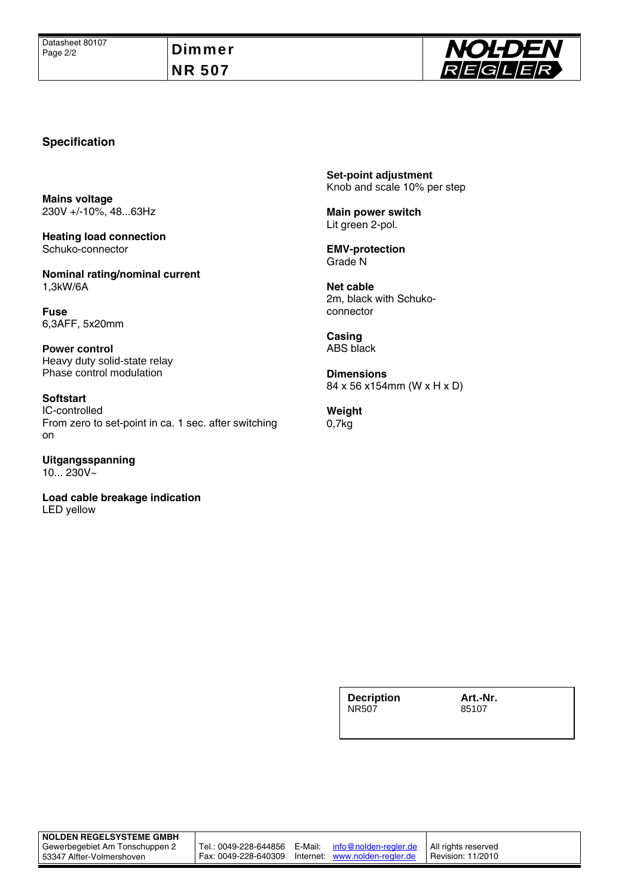## Specification

**Mains voltage**
230V +/-10%, 48...63Hz

**Heating load connection**
Schuko-connector

**Nominal rating/nominal current**
1,3kW/6A

**Fuse**
6,3AFF, 5x20mm

**Power control**
Heavy duty solid-state relay
Phase control modulation

**Softstart**
IC-controlled
From zero to set-point in ca. 1 sec. after switching on

**Uitgangsspanning**
10... 230V~

**Load cable breakage indication**
LED yellow

**Set-point adjustment**
Knob and scale 10% per step

**Main power switch**
Lit green 2-pol.

**EMV-protection**
Grade N

**Net cable**
2m, black with Schuko-connector

**Casing**
ABS black

**Dimensions**
84 x 56 x154mm (W x H x D)

**Weight**
0,7kg

| Decription | Art.-Nr. |
|---|---|
| NR507 | 85107 |